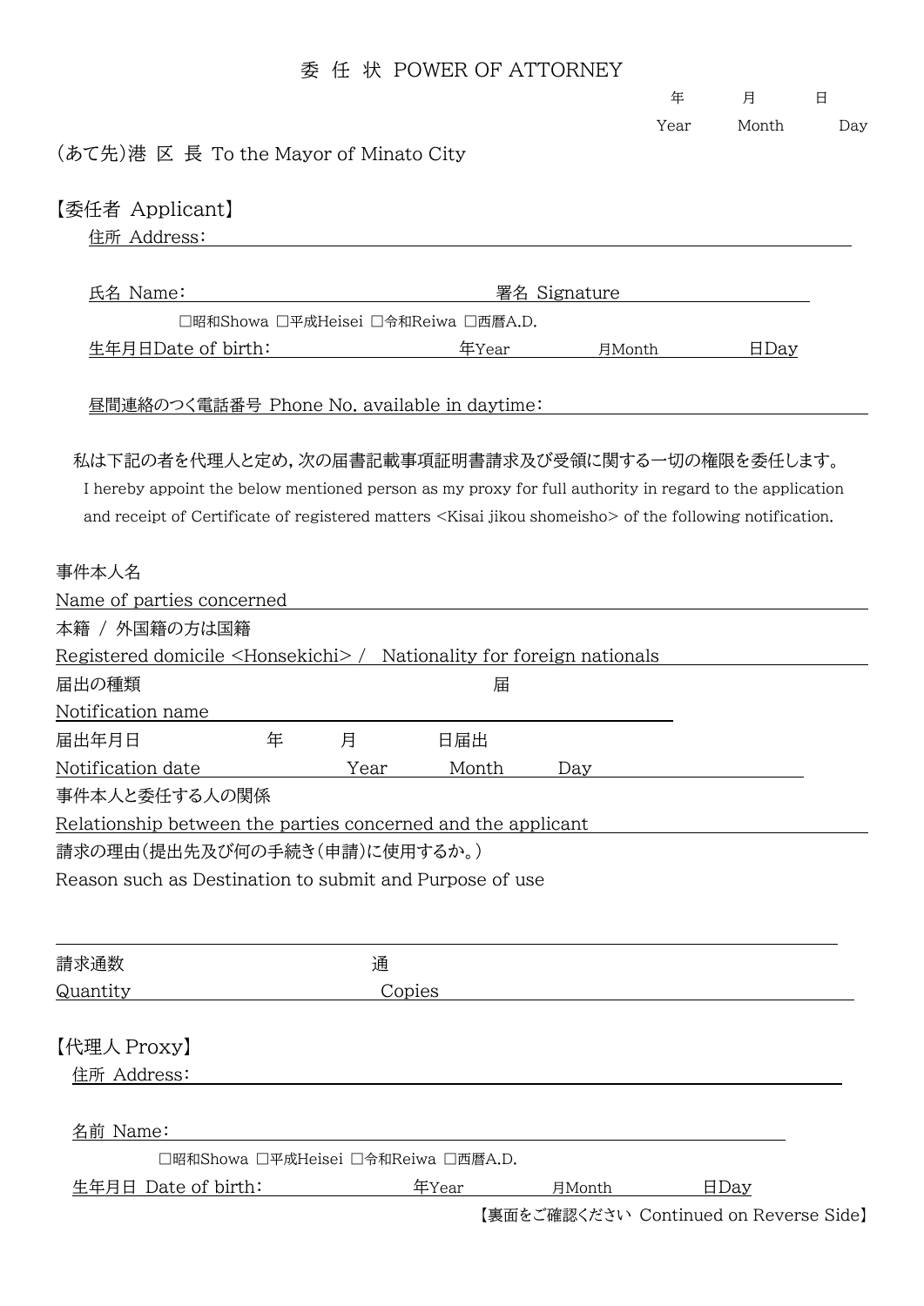# 委 任 状 POWER OF ATTORNEY

年　　月　　日
Year　　Month　　Day

(あて先)港 区 長 To the Mayor of Minato City

## 【委任者 Applicant】

住所 Address:

氏名 Name:　　　　　　　　　　　　　　署名 Signature

□昭和Showa □平成Heisei □令和Reiwa □西暦A.D.
生年月日Date of birth:　　　　　　　年Year　　　月Month　　　日Day

昼間連絡のつく電話番号 Phone No. available in daytime:

私は下記の者を代理人と定め，次の届書記載事項証明書請求及び受領に関する一切の権限を委任します。
I hereby appoint the below mentioned person as my proxy for full authority in regard to the application and receipt of Certificate of registered matters <Kisai jikou shomeisho> of the following notification.

事件本人名
Name of parties concerned

本籍 / 外国籍の方は国籍
Registered domicile <Honsekichi> / Nationality for foreign nationals

届出の種類　　　　　　　　　　　　届
Notification name

届出年月日　　　　年　　月　　日届出
Notification date　　　Year　　Month　　Day

事件本人と委任する人の関係
Relationship between the parties concerned and the applicant

請求の理由(提出先及び何の手続き(申請)に使用するか。)
Reason such as Destination to submit and Purpose of use

請求通数　　　　　　　　通
Quantity　　　　　　　　Copies

## 【代理人 Proxy】

住所 Address:

名前 Name:

□昭和Showa □平成Heisei □令和Reiwa □西暦A.D.
生年月日 Date of birth:　　　　　　年Year　　　月Month　　　日Day

【裏面をご確認ください Continued on Reverse Side】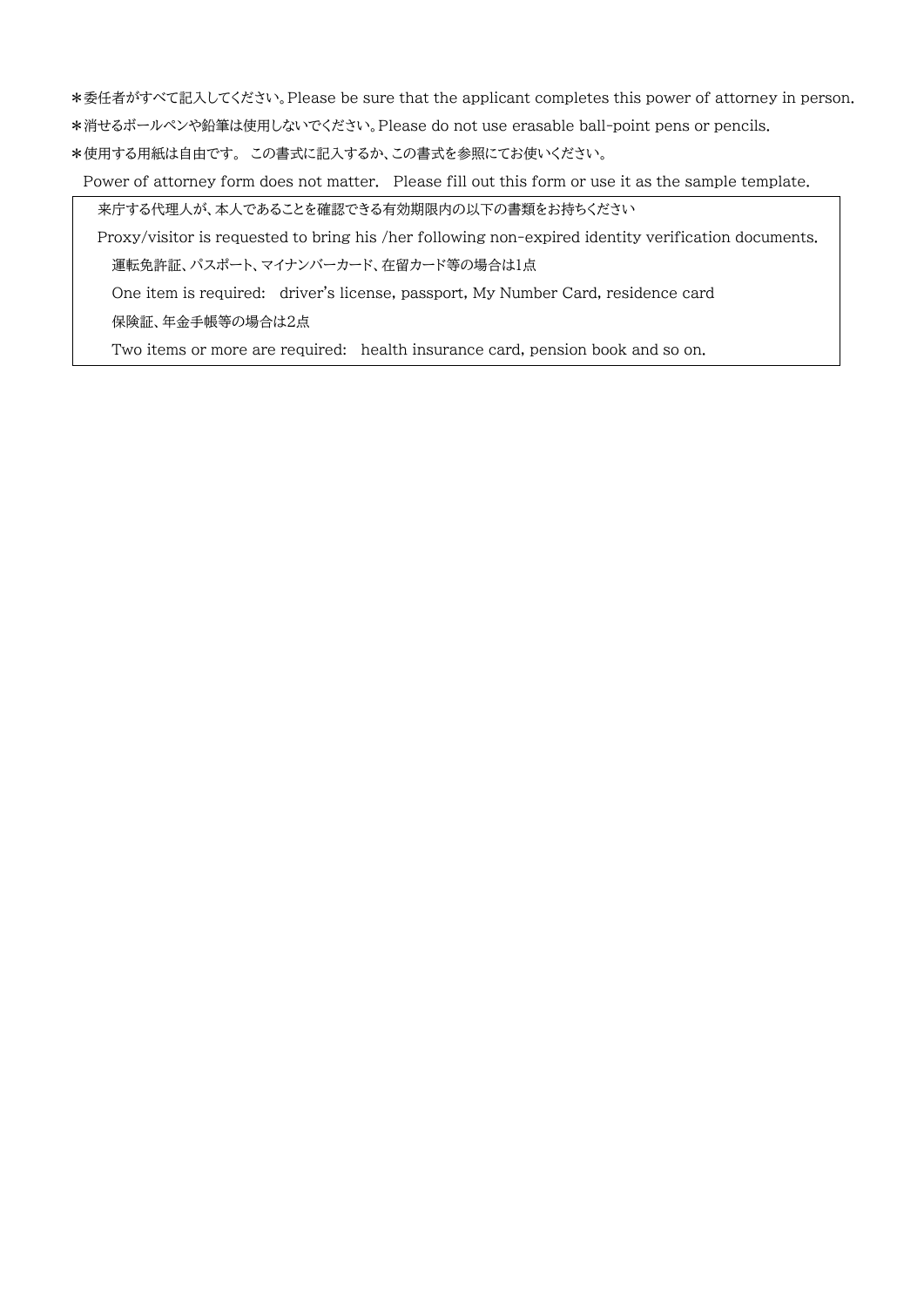*委任者がすべて記入してください。Please be sure that the applicant completes this power of attorney in person.

*消せるボールペンや鉛筆は使用しないでください。Please do not use erasable ball-point pens or pencils.

*使用する用紙は自由です。 この書式に記入するか、この書式を参照にてお使いください。

Power of attorney form does not matter.　Please fill out this form or use it as the sample template.

| |
|---|
| 来庁する代理人が、本人であることを確認できる有効期限内の以下の書類をお持ちください<br>Proxy/visitor is requested to bring his /her following non-expired identity verification documents.<br>運転免許証、パスポート、マイナンバーカード、在留カード等の場合は1点<br>One item is required:　driver's license, passport, My Number Card, residence card<br>保険証、年金手帳等の場合は2点<br>Two items or more are required:　health insurance card, pension book and so on. |